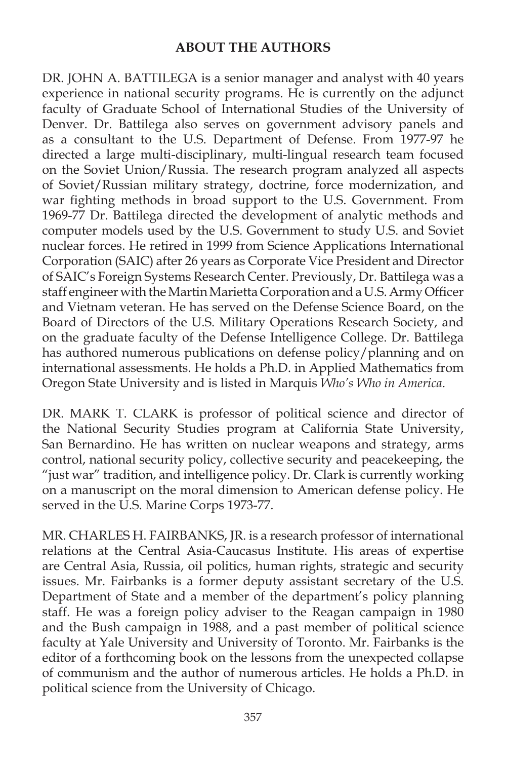## ABOUT THE AUTHORS

DR. JOHN A. BATTILEGA is a senior manager and analyst with 40 years experience in national security programs. He is currently on the adjunct faculty of Graduate School of International Studies of the University of Denver. Dr. Battilega also serves on government advisory panels and as a consultant to the U.S. Department of Defense. From 1977-97 he directed a large multi-disciplinary, multi-lingual research team focused on the Soviet Union/Russia. The research program analyzed all aspects of Soviet/Russian military strategy, doctrine, force modernization, and war fighting methods in broad support to the U.S. Government. From 1969-77 Dr. Battilega directed the development of analytic methods and computer models used by the U.S. Government to study U.S. and Soviet nuclear forces. He retired in 1999 from Science Applications International Corporation (SAIC) after 26 years as Corporate Vice President and Director of SAIC's Foreign Systems Research Center. Previously, Dr. Battilega was a staff engineer with the Martin Marietta Corporation and a U.S. Army Officer and Vietnam veteran. He has served on the Defense Science Board, on the Board of Directors of the U.S. Military Operations Research Society, and on the graduate faculty of the Defense Intelligence College. Dr. Battilega has authored numerous publications on defense policy/planning and on international assessments. He holds a Ph.D. in Applied Mathematics from Oregon State University and is listed in Marquis *Who's Who in America*.

DR. MARK T. CLARK is professor of political science and director of the National Security Studies program at California State University, San Bernardino. He has written on nuclear weapons and strategy, arms control, national security policy, collective security and peacekeeping, the "just war" tradition, and intelligence policy. Dr. Clark is currently working on a manuscript on the moral dimension to American defense policy. He served in the U.S. Marine Corps 1973-77.

MR. CHARLES H. FAIRBANKS, JR. is a research professor of international relations at the Central Asia-Caucasus Institute. His areas of expertise are Central Asia, Russia, oil politics, human rights, strategic and security issues. Mr. Fairbanks is a former deputy assistant secretary of the U.S. Department of State and a member of the department's policy planning staff. He was a foreign policy adviser to the Reagan campaign in 1980 and the Bush campaign in 1988, and a past member of political science faculty at Yale University and University of Toronto. Mr. Fairbanks is the editor of a forthcoming book on the lessons from the unexpected collapse of communism and the author of numerous articles. He holds a Ph.D. in political science from the University of Chicago.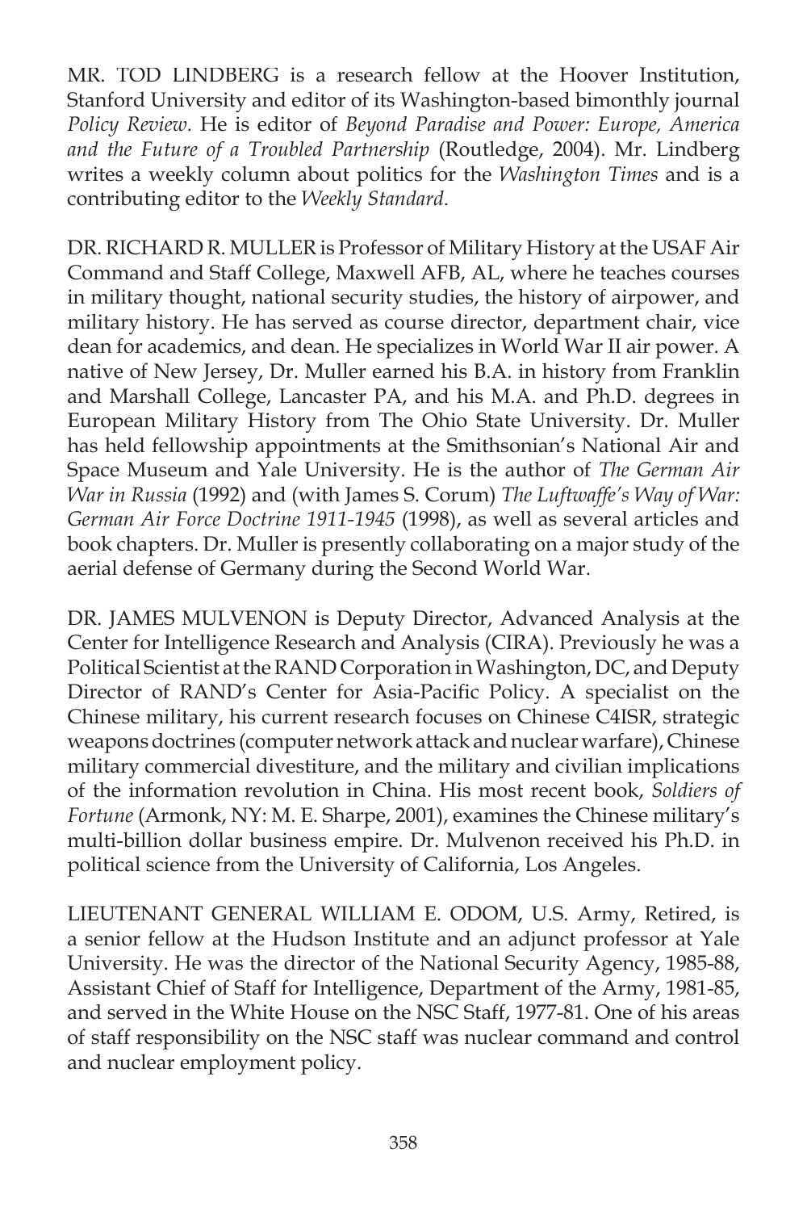MR. TOD LINDBERG is a research fellow at the Hoover Institution, Stanford University and editor of its Washington-based bimonthly journal *Policy Review*. He is editor of *Beyond Paradise and Power: Europe, America and the Future of a Troubled Partnership* (Routledge, 2004). Mr. Lindberg writes a weekly column about politics for the *Washington Times* and is a contributing editor to the *Weekly Standard*.

DR. RICHARD R. MULLER is Professor of Military History at the USAF Air Command and Staff College, Maxwell AFB, AL, where he teaches courses in military thought, national security studies, the history of airpower, and military history. He has served as course director, department chair, vice dean for academics, and dean. He specializes in World War II air power. A native of New Jersey, Dr. Muller earned his B.A. in history from Franklin and Marshall College, Lancaster PA, and his M.A. and Ph.D. degrees in European Military History from The Ohio State University. Dr. Muller has held fellowship appointments at the Smithsonian's National Air and Space Museum and Yale University. He is the author of *The German Air War in Russia* (1992) and (with James S. Corum) *The Luftwaffe's Way of War: German Air Force Doctrine 1911-1945* (1998), as well as several articles and book chapters. Dr. Muller is presently collaborating on a major study of the aerial defense of Germany during the Second World War.

DR. JAMES MULVENON is Deputy Director, Advanced Analysis at the Center for Intelligence Research and Analysis (CIRA). Previously he was a Political Scientist at the RAND Corporation in Washington, DC, and Deputy Director of RAND's Center for Asia-Pacific Policy. A specialist on the Chinese military, his current research focuses on Chinese C4ISR, strategic weapons doctrines (computer network attack and nuclear warfare), Chinese military commercial divestiture, and the military and civilian implications of the information revolution in China. His most recent book, *Soldiers of Fortune* (Armonk, NY: M. E. Sharpe, 2001), examines the Chinese military's multi-billion dollar business empire. Dr. Mulvenon received his Ph.D. in political science from the University of California, Los Angeles.

LIEUTENANT GENERAL WILLIAM E. ODOM, U.S. Army, Retired, is a senior fellow at the Hudson Institute and an adjunct professor at Yale University. He was the director of the National Security Agency, 1985-88, Assistant Chief of Staff for Intelligence, Department of the Army, 1981-85, and served in the White House on the NSC Staff, 1977-81. One of his areas of staff responsibility on the NSC staff was nuclear command and control and nuclear employment policy.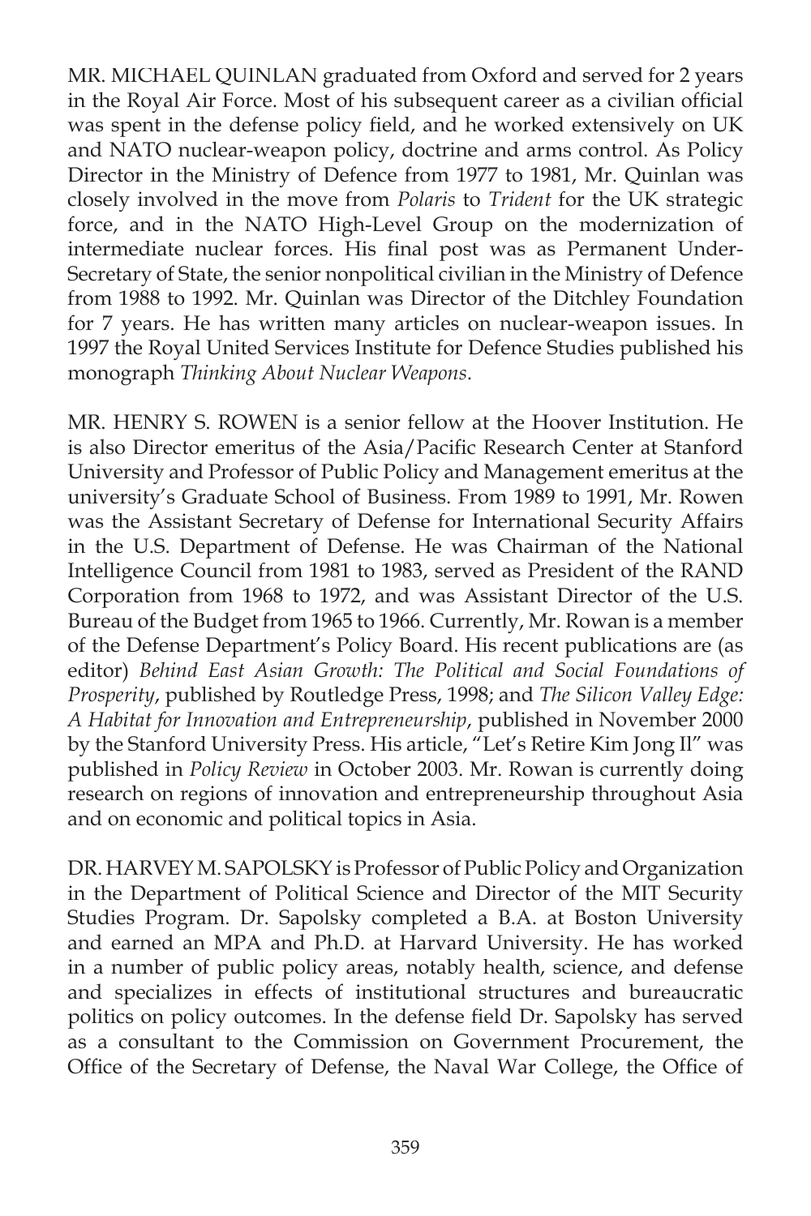MR. MICHAEL QUINLAN graduated from Oxford and served for 2 years in the Royal Air Force. Most of his subsequent career as a civilian official was spent in the defense policy field, and he worked extensively on UK and NATO nuclear-weapon policy, doctrine and arms control. As Policy Director in the Ministry of Defence from 1977 to 1981, Mr. Quinlan was closely involved in the move from *Polaris* to *Trident* for the UK strategic force, and in the NATO High-Level Group on the modernization of intermediate nuclear forces. His final post was as Permanent Under-Secretary of State, the senior nonpolitical civilian in the Ministry of Defence from 1988 to 1992. Mr. Quinlan was Director of the Ditchley Foundation for 7 years. He has written many articles on nuclear-weapon issues. In 1997 the Royal United Services Institute for Defence Studies published his monograph *Thinking About Nuclear Weapons*.

MR. HENRY S. ROWEN is a senior fellow at the Hoover Institution. He is also Director emeritus of the Asia/Pacific Research Center at Stanford University and Professor of Public Policy and Management emeritus at the university's Graduate School of Business. From 1989 to 1991, Mr. Rowen was the Assistant Secretary of Defense for International Security Affairs in the U.S. Department of Defense. He was Chairman of the National Intelligence Council from 1981 to 1983, served as President of the RAND Corporation from 1968 to 1972, and was Assistant Director of the U.S. Bureau of the Budget from 1965 to 1966. Currently, Mr. Rowan is a member of the Defense Department's Policy Board. His recent publications are (as editor) *Behind East Asian Growth: The Political and Social Foundations of Prosperity*, published by Routledge Press, 1998; and *The Silicon Valley Edge: A Habitat for Innovation and Entrepreneurship*, published in November 2000 by the Stanford University Press. His article, "Let's Retire Kim Jong Il" was published in *Policy Review* in October 2003. Mr. Rowan is currently doing research on regions of innovation and entrepreneurship throughout Asia and on economic and political topics in Asia.

DR. HARVEY M. SAPOLSKY is Professor of Public Policy and Organization in the Department of Political Science and Director of the MIT Security Studies Program. Dr. Sapolsky completed a B.A. at Boston University and earned an MPA and Ph.D. at Harvard University. He has worked in a number of public policy areas, notably health, science, and defense and specializes in effects of institutional structures and bureaucratic politics on policy outcomes. In the defense field Dr. Sapolsky has served as a consultant to the Commission on Government Procurement, the Office of the Secretary of Defense, the Naval War College, the Office of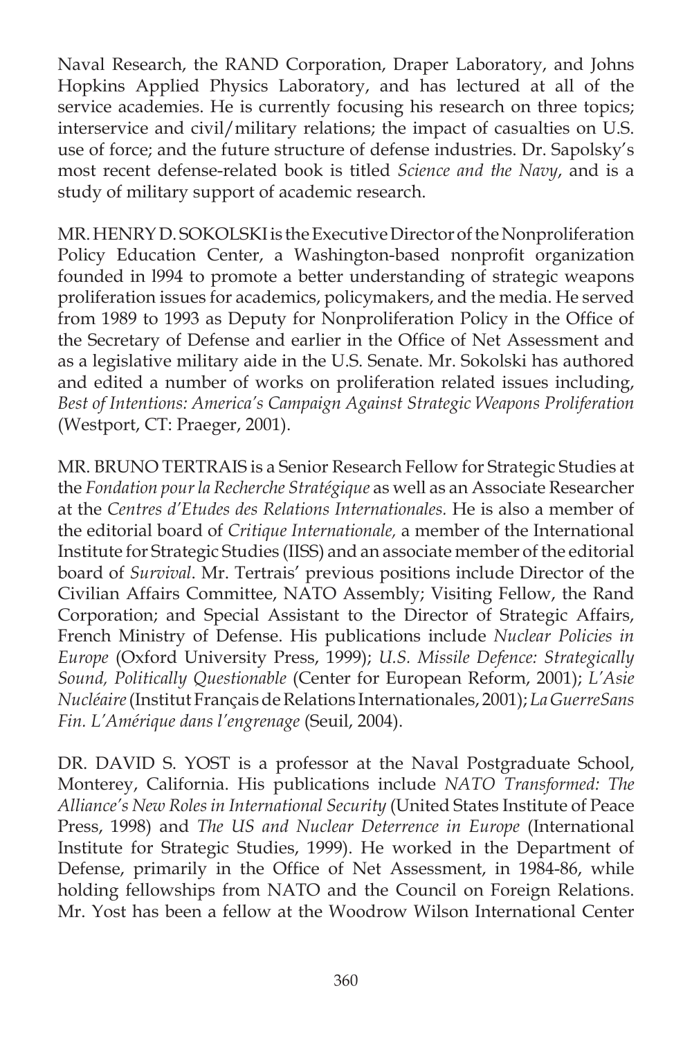Naval Research, the RAND Corporation, Draper Laboratory, and Johns Hopkins Applied Physics Laboratory, and has lectured at all of the service academies. He is currently focusing his research on three topics; interservice and civil/military relations; the impact of casualties on U.S. use of force; and the future structure of defense industries. Dr. Sapolsky's most recent defense-related book is titled *Science and the Navy*, and is a study of military support of academic research.

MR. HENRY D. SOKOLSKI is the Executive Director of the Nonproliferation Policy Education Center, a Washington-based nonprofit organization founded in l994 to promote a better understanding of strategic weapons proliferation issues for academics, policymakers, and the media. He served from 1989 to 1993 as Deputy for Nonproliferation Policy in the Office of the Secretary of Defense and earlier in the Office of Net Assessment and as a legislative military aide in the U.S. Senate. Mr. Sokolski has authored and edited a number of works on proliferation related issues including, *Best of Intentions: America's Campaign Against Strategic Weapons Proliferation* (Westport, CT: Praeger, 2001).

MR. BRUNO TERTRAIS is a Senior Research Fellow for Strategic Studies at the *Fondation pour la Recherche Stratégique* as well as an Associate Researcher at the *Centres d'Etudes des Relations Internationales.* He is also a member of the editorial board of *Critique Internationale,* a member of the International Institute for Strategic Studies (IISS) and an associate member of the editorial board of *Survival*. Mr. Tertrais' previous positions include Director of the Civilian Affairs Committee, NATO Assembly; Visiting Fellow, the Rand Corporation; and Special Assistant to the Director of Strategic Affairs, French Ministry of Defense. His publications include *Nuclear Policies in Europe* (Oxford University Press, 1999); *U.S. Missile Defence: Strategically Sound, Politically Questionable* (Center for European Reform, 2001); *L'Asie Nucléaire* (Institut Français de Relations Internationales, 2001); *La GuerreSans Fin. L'Amérique dans l'engrenage* (Seuil, 2004).

DR. DAVID S. YOST is a professor at the Naval Postgraduate School, Monterey, California. His publications include *NATO Transformed: The Alliance's New Roles in International Security* (United States Institute of Peace Press, 1998) and *The US and Nuclear Deterrence in Europe* (International Institute for Strategic Studies, 1999). He worked in the Department of Defense, primarily in the Office of Net Assessment, in 1984-86, while holding fellowships from NATO and the Council on Foreign Relations. Mr. Yost has been a fellow at the Woodrow Wilson International Center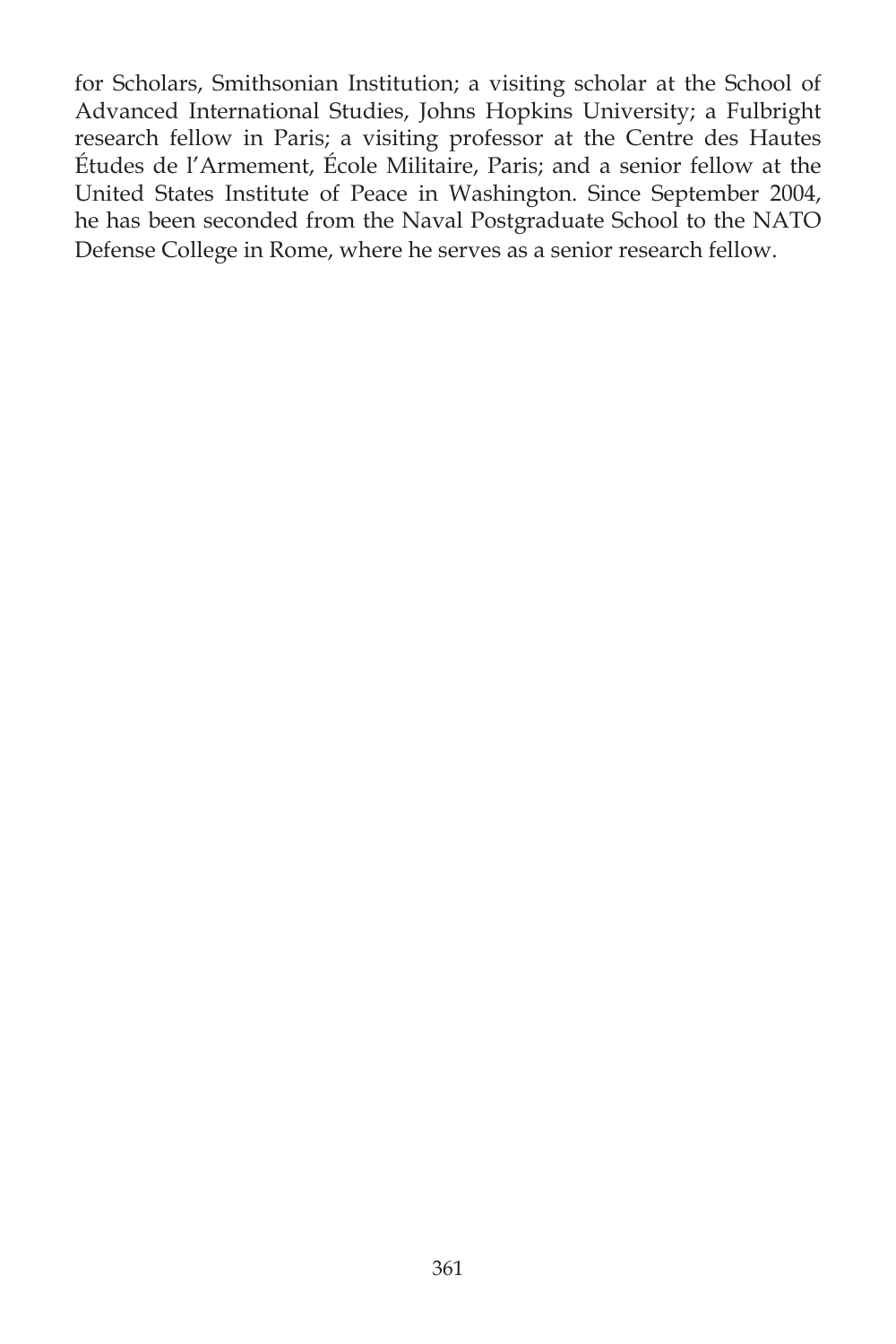for Scholars, Smithsonian Institution; a visiting scholar at the School of Advanced International Studies, Johns Hopkins University; a Fulbright research fellow in Paris; a visiting professor at the Centre des Hautes Études de l'Armement, École Militaire, Paris; and a senior fellow at the United States Institute of Peace in Washington. Since September 2004, he has been seconded from the Naval Postgraduate School to the NATO Defense College in Rome, where he serves as a senior research fellow.